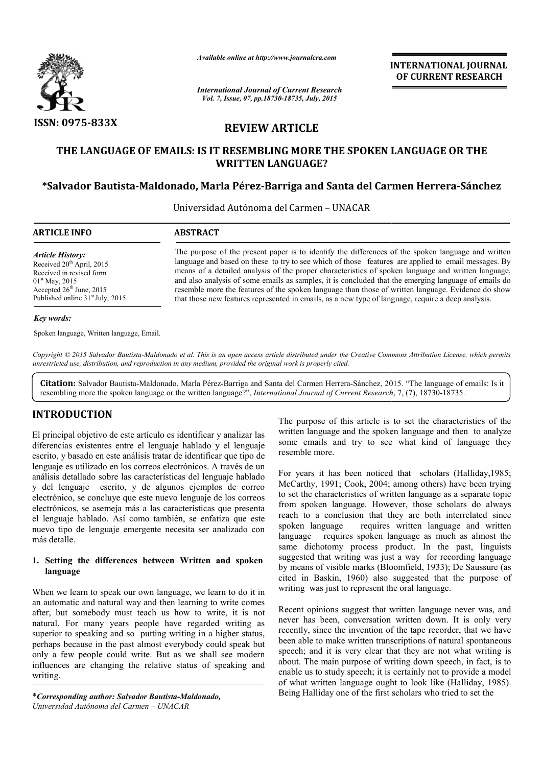ISSN: 0975-833X

*Available online at http://www.journalcra.com*

**INTERNATIONAL JOURNAL OF CURRENT RESEARCH**

## REVIEW ARTICLE

# THE LANGUAGE OF EMAILS: IS IT RESEMBLING MORE THE SPOKEN LANGUAGE OR THE WRITTEN LANGUAGE?

**\*Salvador Bautista-Maldonado, Marla Pérez-Barriga and Santa del Carmen Herrera-Sánchez**

Universidad Autónoma del Carmen – UNACAR

**ARTICLE INFO**

*Article History:*
Received 20th April, 2015
Received in revised form 01st May, 2015
Accepted 26th June, 2015
Published online 31st July, 2015

*Key words:*
Spoken language, Written language, Email.

**ABSTRACT**

The purpose of the present paper is to identify the differences of the spoken language and written language and based on these to try to see which of those features are applied to email messages. By means of a detailed analysis of the proper characteristics of spoken language and written language, and also analysis of some emails as samples, it is concluded that the emerging language of emails do resemble more the features of the spoken language than those of written language. Evidence do show that those new features represented in emails, as a new type of language, require a deep analysis.

*Copyright © 2015 Salvador Bautista-Maldonado et al. This is an open access article distributed under the Creative Commons Attribution License, which permits unrestricted use, distribution, and reproduction in any medium, provided the original work is properly cited.*

**Citation:** Salvador Bautista-Maldonado, Marla Pérez-Barriga and Santa del Carmen Herrera-Sánchez, 2015. "The language of emails: Is it resembling more the spoken language or the written language?", *International Journal of Current Research*, 7, (7), 18730-18735.

## INTRODUCTION

El principal objetivo de este artículo es identificar y analizar las diferencias existentes entre el lenguaje hablado y el lenguaje escrito, y basado en este análisis tratar de identificar que tipo de lenguaje es utilizado en los correos electrónicos. A través de un análisis detallado sobre las características del lenguaje hablado y del lenguaje escrito, y de algunos ejemplos de correo electrónico, se concluye que este nuevo lenguaje de los correos electrónicos, se asemeja más a las características que presenta el lenguaje hablado. Así como también, se enfatiza que este nuevo tipo de lenguaje emergente necesita ser analizado con más detalle.

### 1. Setting the differences between Written and spoken language

When we learn to speak our own language, we learn to do it in an automatic and natural way and then learning to write comes after, but somebody must teach us how to write, it is not natural. For many years people have regarded writing as superior to speaking and so putting writing in a higher status, perhaps because in the past almost everybody could speak but only a few people could write. But as we shall see modern influences are changing the relative status of speaking and writing.

The purpose of this article is to set the characteristics of the written language and the spoken language and then to analyze some emails and try to see what kind of language they resemble more.

For years it has been noticed that scholars (Halliday,1985; McCarthy, 1991; Cook, 2004; among others) have been trying to set the characteristics of written language as a separate topic from spoken language. However, those scholars do always reach to a conclusion that they are both interrelated since spoken language requires written language and written language requires spoken language as much as almost the same dichotomy process product. In the past, linguists suggested that writing was just a way for recording language by means of visible marks (Bloomfield, 1933); De Saussure (as cited in Baskin, 1960) also suggested that the purpose of writing was just to represent the oral language.

Recent opinions suggest that written language never was, and never has been, conversation written down. It is only very recently, since the invention of the tape recorder, that we have been able to make written transcriptions of natural spontaneous speech; and it is very clear that they are not what writing is about. The main purpose of writing down speech, in fact, is to enable us to study speech; it is certainly not to provide a model of what written language ought to look like (Halliday, 1985). Being Halliday one of the first scholars who tried to set the

\**Corresponding author: Salvador Bautista-Maldonado,*
*Universidad Autónoma del Carmen – UNACAR*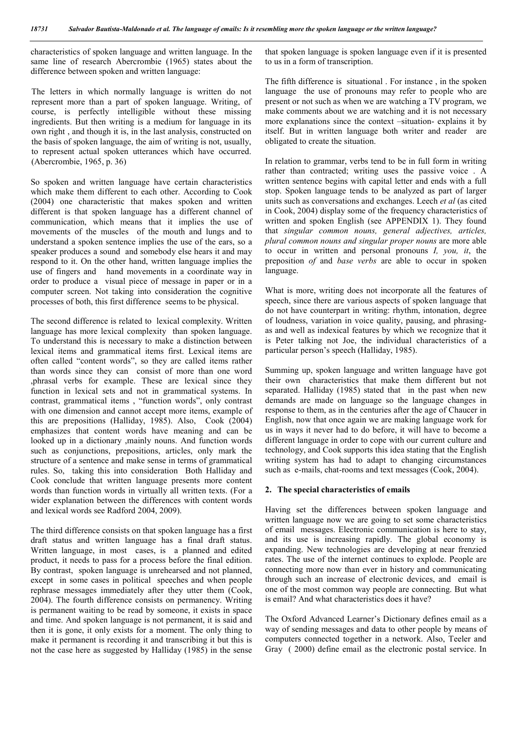characteristics of spoken language and written language. In the same line of research Abercrombie (1965) states about the difference between spoken and written language:

> The letters in which normally language is written do not represent more than a part of spoken language. Writing, of course, is perfectly intelligible without these missing ingredients. But then writing is a medium for language in its own right , and though it is, in the last analysis, constructed on the basis of spoken language, the aim of writing is not, usually, to represent actual spoken utterances which have occurred. (Abercrombie, 1965, p. 36)

So spoken and written language have certain characteristics which make them different to each other. According to Cook (2004) one characteristic that makes spoken and written different is that spoken language has a different channel of communication, which means that it implies the use of movements of the muscles of the mouth and lungs and to understand a spoken sentence implies the use of the ears, so a speaker produces a sound and somebody else hears it and may respond to it. On the other hand, written language implies the use of fingers and hand movements in a coordinate way in order to produce a visual piece of message in paper or in a computer screen. Not taking into consideration the cognitive processes of both, this first difference seems to be physical.

The second difference is related to lexical complexity. Written language has more lexical complexity than spoken language. To understand this is necessary to make a distinction between lexical items and grammatical items first. Lexical items are often called "content words", so they are called items rather than words since they can consist of more than one word ,phrasal verbs for example. These are lexical since they function in lexical sets and not in grammatical systems. In contrast, grammatical items , "function words", only contrast with one dimension and cannot accept more items, example of this are prepositions (Halliday, 1985). Also, Cook (2004) emphasizes that content words have meaning and can be looked up in a dictionary ,mainly nouns. And function words such as conjunctions, prepositions, articles, only mark the structure of a sentence and make sense in terms of grammatical rules. So, taking this into consideration Both Halliday and Cook conclude that written language presents more content words than function words in virtually all written texts. (For a wider explanation between the differences with content words and lexical words see Radford 2004, 2009).

The third difference consists on that spoken language has a first draft status and written language has a final draft status. Written language, in most cases, is a planned and edited product, it needs to pass for a process before the final edition. By contrast, spoken language is unrehearsed and not planned, except in some cases in political speeches and when people rephrase messages immediately after they utter them (Cook, 2004). The fourth difference consists on permanency. Writing is permanent waiting to be read by someone, it exists in space and time. And spoken language is not permanent, it is said and then it is gone, it only exists for a moment. The only thing to make it permanent is recording it and transcribing it but this is not the case here as suggested by Halliday (1985) in the sense that spoken language is spoken language even if it is presented to us in a form of transcription.

The fifth difference is situational . For instance , in the spoken language the use of pronouns may refer to people who are present or not such as when we are watching a TV program, we make comments about we are watching and it is not necessary more explanations since the context –situation- explains it by itself. But in written language both writer and reader are obligated to create the situation.

In relation to grammar, verbs tend to be in full form in writing rather than contracted; writing uses the passive voice . A written sentence begins with capital letter and ends with a full stop. Spoken language tends to be analyzed as part of larger units such as conversations and exchanges. Leech *et al* (as cited in Cook, 2004) display some of the frequency characteristics of written and spoken English (see APPENDIX 1). They found that *singular common nouns, general adjectives, articles, plural common nouns and singular proper nouns* are more able to occur in written and personal pronouns *I, you, it*, the preposition *of* and *base verbs* are able to occur in spoken language.

What is more, writing does not incorporate all the features of speech, since there are various aspects of spoken language that do not have counterpart in writing: rhythm, intonation, degree of loudness, variation in voice quality, pausing, and phrasing- as and well as indexical features by which we recognize that it is Peter talking not Joe, the individual characteristics of a particular person's speech (Halliday, 1985).

Summing up, spoken language and written language have got their own characteristics that make them different but not separated. Halliday (1985) stated that in the past when new demands are made on language so the language changes in response to them, as in the centuries after the age of Chaucer in English, now that once again we are making language work for us in ways it never had to do before, it will have to become a different language in order to cope with our current culture and technology, and Cook supports this idea stating that the English writing system has had to adapt to changing circumstances such as e-mails, chat-rooms and text messages (Cook, 2004).

## 2. The special characteristics of emails

Having set the differences between spoken language and written language now we are going to set some characteristics of email messages. Electronic communication is here to stay, and its use is increasing rapidly. The global economy is expanding. New technologies are developing at near frenzied rates. The use of the internet continues to explode. People are connecting more now than ever in history and communicating through such an increase of electronic devices, and email is one of the most common way people are connecting. But what is email? And what characteristics does it have?

The Oxford Advanced Learner's Dictionary defines email as a way of sending messages and data to other people by means of computers connected together in a network. Also, Teeler and Gray ( 2000) define email as the electronic postal service. In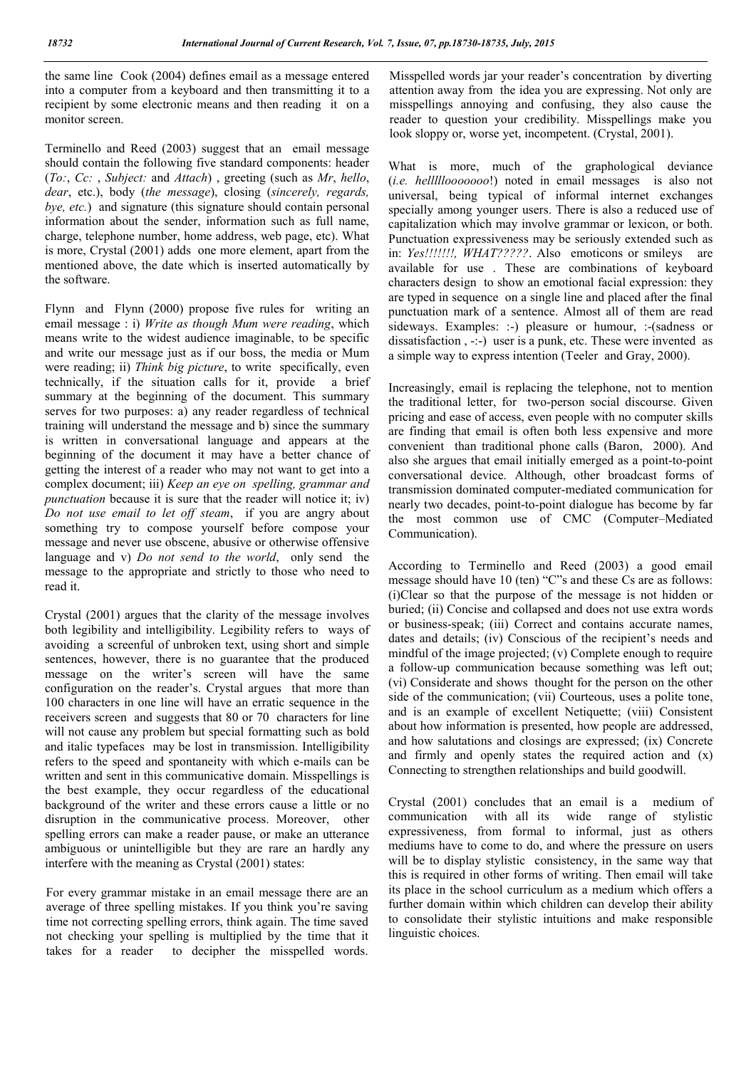the same line Cook (2004) defines email as a message entered into a computer from a keyboard and then transmitting it to a recipient by some electronic means and then reading it on a monitor screen.

Terminello and Reed (2003) suggest that an email message should contain the following five standard components: header (*To:*, *Cc:* , *Subject:* and *Attach*) , greeting (such as *Mr*, *hello*, *dear*, etc.), body (*the message*), closing (*sincerely, regards, bye, etc.*) and signature (this signature should contain personal information about the sender, information such as full name, charge, telephone number, home address, web page, etc). What is more, Crystal (2001) adds one more element, apart from the mentioned above, the date which is inserted automatically by the software.

Flynn and Flynn (2000) propose five rules for writing an email message : i) *Write as though Mum were reading*, which means write to the widest audience imaginable, to be specific and write our message just as if our boss, the media or Mum were reading; ii) *Think big picture*, to write specifically, even technically, if the situation calls for it, provide a brief summary at the beginning of the document. This summary serves for two purposes: a) any reader regardless of technical training will understand the message and b) since the summary is written in conversational language and appears at the beginning of the document it may have a better chance of getting the interest of a reader who may not want to get into a complex document; iii) *Keep an eye on spelling, grammar and punctuation* because it is sure that the reader will notice it; iv) *Do not use email to let off steam*, if you are angry about something try to compose yourself before compose your message and never use obscene, abusive or otherwise offensive language and v) *Do not send to the world*, only send the message to the appropriate and strictly to those who need to read it.

Crystal (2001) argues that the clarity of the message involves both legibility and intelligibility. Legibility refers to ways of avoiding a screenful of unbroken text, using short and simple sentences, however, there is no guarantee that the produced message on the writer's screen will have the same configuration on the reader's. Crystal argues that more than 100 characters in one line will have an erratic sequence in the receivers screen and suggests that 80 or 70 characters for line will not cause any problem but special formatting such as bold and italic typefaces may be lost in transmission. Intelligibility refers to the speed and spontaneity with which e-mails can be written and sent in this communicative domain. Misspellings is the best example, they occur regardless of the educational background of the writer and these errors cause a little or no disruption in the communicative process. Moreover, other spelling errors can make a reader pause, or make an utterance ambiguous or unintelligible but they are rare an hardly any interfere with the meaning as Crystal (2001) states:

> For every grammar mistake in an email message there are an average of three spelling mistakes. If you think you're saving time not correcting spelling errors, think again. The time saved not checking your spelling is multiplied by the time that it takes for a reader to decipher the misspelled words. Misspelled words jar your reader's concentration by diverting attention away from the idea you are expressing. Not only are misspellings annoying and confusing, they also cause the reader to question your credibility. Misspellings make you look sloppy or, worse yet, incompetent. (Crystal, 2001).

What is more, much of the graphological deviance (*i.e. hellllloooooo*!) noted in email messages is also not universal, being typical of informal internet exchanges specially among younger users. There is also a reduced use of capitalization which may involve grammar or lexicon, or both. Punctuation expressiveness may be seriously extended such as in: *Yes!!!!!!!, WHAT?????*. Also emoticons or smileys are available for use . These are combinations of keyboard characters design to show an emotional facial expression: they are typed in sequence on a single line and placed after the final punctuation mark of a sentence. Almost all of them are read sideways. Examples: :-) pleasure or humour, :-(sadness or dissatisfaction , -:-) user is a punk, etc. These were invented as a simple way to express intention (Teeler and Gray, 2000).

Increasingly, email is replacing the telephone, not to mention the traditional letter, for two-person social discourse. Given pricing and ease of access, even people with no computer skills are finding that email is often both less expensive and more convenient than traditional phone calls (Baron, 2000). And also she argues that email initially emerged as a point-to-point conversational device. Although, other broadcast forms of transmission dominated computer-mediated communication for nearly two decades, point-to-point dialogue has become by far the most common use of CMC (Computer–Mediated Communication).

According to Terminello and Reed (2003) a good email message should have 10 (ten) "C"s and these Cs are as follows: (i)Clear so that the purpose of the message is not hidden or buried; (ii) Concise and collapsed and does not use extra words or business-speak; (iii) Correct and contains accurate names, dates and details; (iv) Conscious of the recipient's needs and mindful of the image projected; (v) Complete enough to require a follow-up communication because something was left out; (vi) Considerate and shows thought for the person on the other side of the communication; (vii) Courteous, uses a polite tone, and is an example of excellent Netiquette; (viii) Consistent about how information is presented, how people are addressed, and how salutations and closings are expressed; (ix) Concrete and firmly and openly states the required action and (x) Connecting to strengthen relationships and build goodwill.

Crystal (2001) concludes that an email is a medium of communication with all its wide range of stylistic expressiveness, from formal to informal, just as others mediums have to come to do, and where the pressure on users will be to display stylistic consistency, in the same way that this is required in other forms of writing. Then email will take its place in the school curriculum as a medium which offers a further domain within which children can develop their ability to consolidate their stylistic intuitions and make responsible linguistic choices.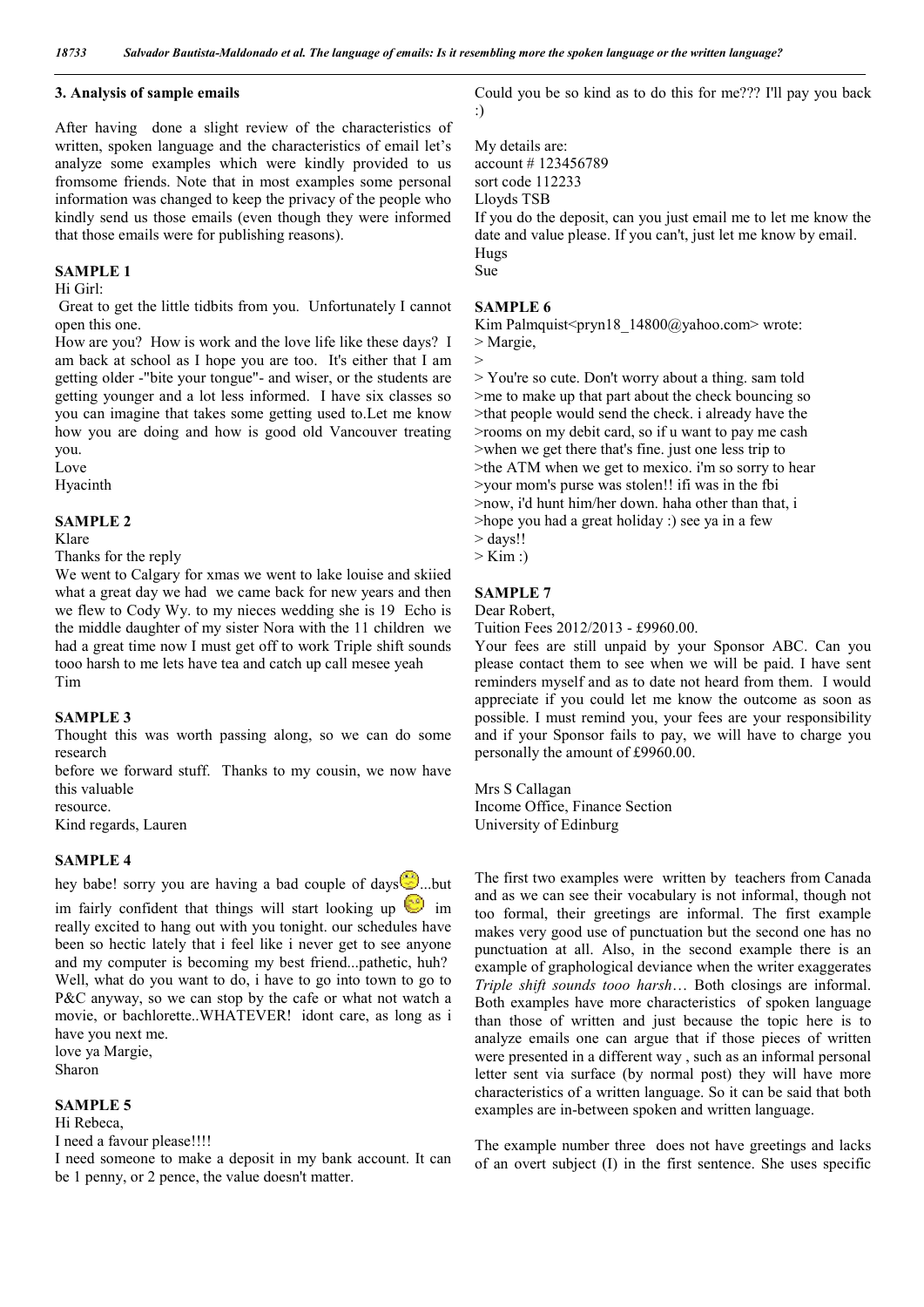## 3. Analysis of sample emails

After having done a slight review of the characteristics of written, spoken language and the characteristics of email let's analyze some examples which were kindly provided to us fromsome friends. Note that in most examples some personal information was changed to keep the privacy of the people who kindly send us those emails (even though they were informed that those emails were for publishing reasons).

### SAMPLE 1

Hi Girl:

Great to get the little tidbits from you. Unfortunately I cannot open this one.

How are you? How is work and the love life like these days? I am back at school as I hope you are too. It's either that I am getting older -"bite your tongue"- and wiser, or the students are getting younger and a lot less informed. I have six classes so you can imagine that takes some getting used to.Let me know how you are doing and how is good old Vancouver treating you.

Love

Hyacinth

### SAMPLE 2

Klare

Thanks for the reply

We went to Calgary for xmas we went to lake louise and skiied what a great day we had we came back for new years and then we flew to Cody Wy. to my nieces wedding she is 19 Echo is the middle daughter of my sister Nora with the 11 children we had a great time now I must get off to work Triple shift sounds tooo harsh to me lets have tea and catch up call mesee yeah

Tim

### SAMPLE 3

Thought this was worth passing along, so we can do some research

before we forward stuff. Thanks to my cousin, we now have this valuable

resource.

Kind regards, Lauren

### SAMPLE 4

hey babe! sorry you are having a bad couple of days...but im fairly confident that things will start looking up im really excited to hang out with you tonight. our schedules have been so hectic lately that i feel like i never get to see anyone and my computer is becoming my best friend...pathetic, huh? Well, what do you want to do, i have to go into town to go to P&C anyway, so we can stop by the cafe or what not watch a movie, or bachlorette..WHATEVER! idont care, as long as i have you next me.

love ya Margie,

Sharon

### SAMPLE 5

Hi Rebeca,

I need a favour please!!!!

I need someone to make a deposit in my bank account. It can be 1 penny, or 2 pence, the value doesn't matter.

Could you be so kind as to do this for me??? I'll pay you back :)

My details are:

account # 123456789

sort code 112233

Lloyds TSB

If you do the deposit, can you just email me to let me know the date and value please. If you can't, just let me know by email.

Hugs

Sue

### SAMPLE 6

Kim Palmquist<pryn18_14800@yahoo.com> wrote:

> Margie,

>

> You're so cute. Don't worry about a thing. sam told
>me to make up that part about the check bouncing so
>that people would send the check. i already have the
>rooms on my debit card, so if u want to pay me cash
>when we get there that's fine. just one less trip to
>the ATM when we get to mexico. i'm so sorry to hear
>your mom's purse was stolen!! ifi was in the fbi
>now, i'd hunt him/her down. haha other than that, i
>hope you had a great holiday :) see ya in a few
> days!!
> Kim :)

### SAMPLE 7

Dear Robert,

Tuition Fees 2012/2013 - £9960.00.

Your fees are still unpaid by your Sponsor ABC. Can you please contact them to see when we will be paid. I have sent reminders myself and as to date not heard from them. I would appreciate if you could let me know the outcome as soon as possible. I must remind you, your fees are your responsibility and if your Sponsor fails to pay, we will have to charge you personally the amount of £9960.00.

Mrs S Callagan

Income Office, Finance Section

University of Edinburg

The first two examples were written by teachers from Canada and as we can see their vocabulary is not informal, though not too formal, their greetings are informal. The first example makes very good use of punctuation but the second one has no punctuation at all. Also, in the second example there is an example of graphological deviance when the writer exaggerates *Triple shift sounds tooo harsh*… Both closings are informal. Both examples have more characteristics of spoken language than those of written and just because the topic here is to analyze emails one can argue that if those pieces of written were presented in a different way , such as an informal personal letter sent via surface (by normal post) they will have more characteristics of a written language. So it can be said that both examples are in-between spoken and written language.

The example number three does not have greetings and lacks of an overt subject (I) in the first sentence. She uses specific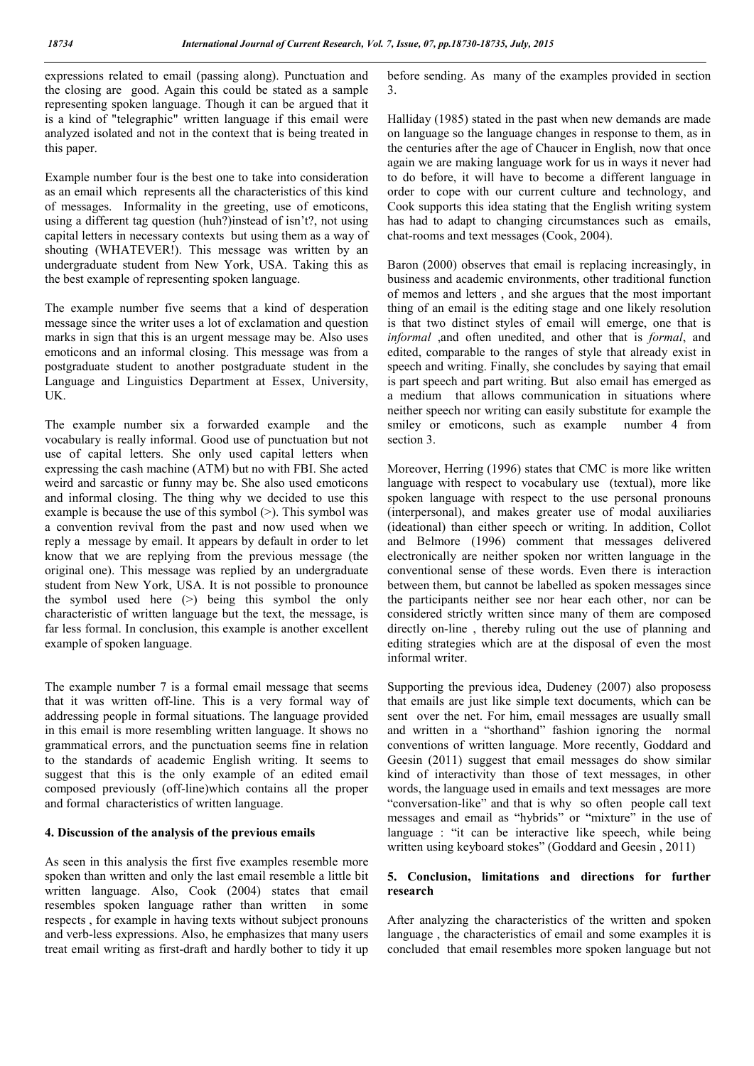expressions related to email (passing along). Punctuation and the closing are good. Again this could be stated as a sample representing spoken language. Though it can be argued that it is a kind of "telegraphic" written language if this email were analyzed isolated and not in the context that is being treated in this paper.

Example number four is the best one to take into consideration as an email which represents all the characteristics of this kind of messages. Informality in the greeting, use of emoticons, using a different tag question (huh?)instead of isn't?, not using capital letters in necessary contexts but using them as a way of shouting (WHATEVER!). This message was written by an undergraduate student from New York, USA. Taking this as the best example of representing spoken language.

The example number five seems that a kind of desperation message since the writer uses a lot of exclamation and question marks in sign that this is an urgent message may be. Also uses emoticons and an informal closing. This message was from a postgraduate student to another postgraduate student in the Language and Linguistics Department at Essex, University, UK.

The example number six a forwarded example and the vocabulary is really informal. Good use of punctuation but not use of capital letters. She only used capital letters when expressing the cash machine (ATM) but no with FBI. She acted weird and sarcastic or funny may be. She also used emoticons and informal closing. The thing why we decided to use this example is because the use of this symbol (>). This symbol was a convention revival from the past and now used when we reply a message by email. It appears by default in order to let know that we are replying from the previous message (the original one). This message was replied by an undergraduate student from New York, USA. It is not possible to pronounce the symbol used here (>) being this symbol the only characteristic of written language but the text, the message, is far less formal. In conclusion, this example is another excellent example of spoken language.

The example number 7 is a formal email message that seems that it was written off-line. This is a very formal way of addressing people in formal situations. The language provided in this email is more resembling written language. It shows no grammatical errors, and the punctuation seems fine in relation to the standards of academic English writing. It seems to suggest that this is the only example of an edited email composed previously (off-line)which contains all the proper and formal characteristics of written language.

## 4. Discussion of the analysis of the previous emails

As seen in this analysis the first five examples resemble more spoken than written and only the last email resemble a little bit written language. Also, Cook (2004) states that email resembles spoken language rather than written in some respects , for example in having texts without subject pronouns and verb-less expressions. Also, he emphasizes that many users treat email writing as first-draft and hardly bother to tidy it up before sending. As many of the examples provided in section 3.

Halliday (1985) stated in the past when new demands are made on language so the language changes in response to them, as in the centuries after the age of Chaucer in English, now that once again we are making language work for us in ways it never had to do before, it will have to become a different language in order to cope with our current culture and technology, and Cook supports this idea stating that the English writing system has had to adapt to changing circumstances such as emails, chat-rooms and text messages (Cook, 2004).

Baron (2000) observes that email is replacing increasingly, in business and academic environments, other traditional function of memos and letters , and she argues that the most important thing of an email is the editing stage and one likely resolution is that two distinct styles of email will emerge, one that is *informal* ,and often unedited, and other that is *formal*, and edited, comparable to the ranges of style that already exist in speech and writing. Finally, she concludes by saying that email is part speech and part writing. But also email has emerged as a medium that allows communication in situations where neither speech nor writing can easily substitute for example the smiley or emoticons, such as example number 4 from section 3.

Moreover, Herring (1996) states that CMC is more like written language with respect to vocabulary use (textual), more like spoken language with respect to the use personal pronouns (interpersonal), and makes greater use of modal auxiliaries (ideational) than either speech or writing. In addition, Collot and Belmore (1996) comment that messages delivered electronically are neither spoken nor written language in the conventional sense of these words. Even there is interaction between them, but cannot be labelled as spoken messages since the participants neither see nor hear each other, nor can be considered strictly written since many of them are composed directly on-line , thereby ruling out the use of planning and editing strategies which are at the disposal of even the most informal writer.

Supporting the previous idea, Dudeney (2007) also proposess that emails are just like simple text documents, which can be sent over the net. For him, email messages are usually small and written in a "shorthand" fashion ignoring the normal conventions of written language. More recently, Goddard and Geesin (2011) suggest that email messages do show similar kind of interactivity than those of text messages, in other words, the language used in emails and text messages are more "conversation-like" and that is why so often people call text messages and email as "hybrids" or "mixture" in the use of language : "it can be interactive like speech, while being written using keyboard stokes" (Goddard and Geesin , 2011)

## 5. Conclusion, limitations and directions for further research

After analyzing the characteristics of the written and spoken language , the characteristics of email and some examples it is concluded that email resembles more spoken language but not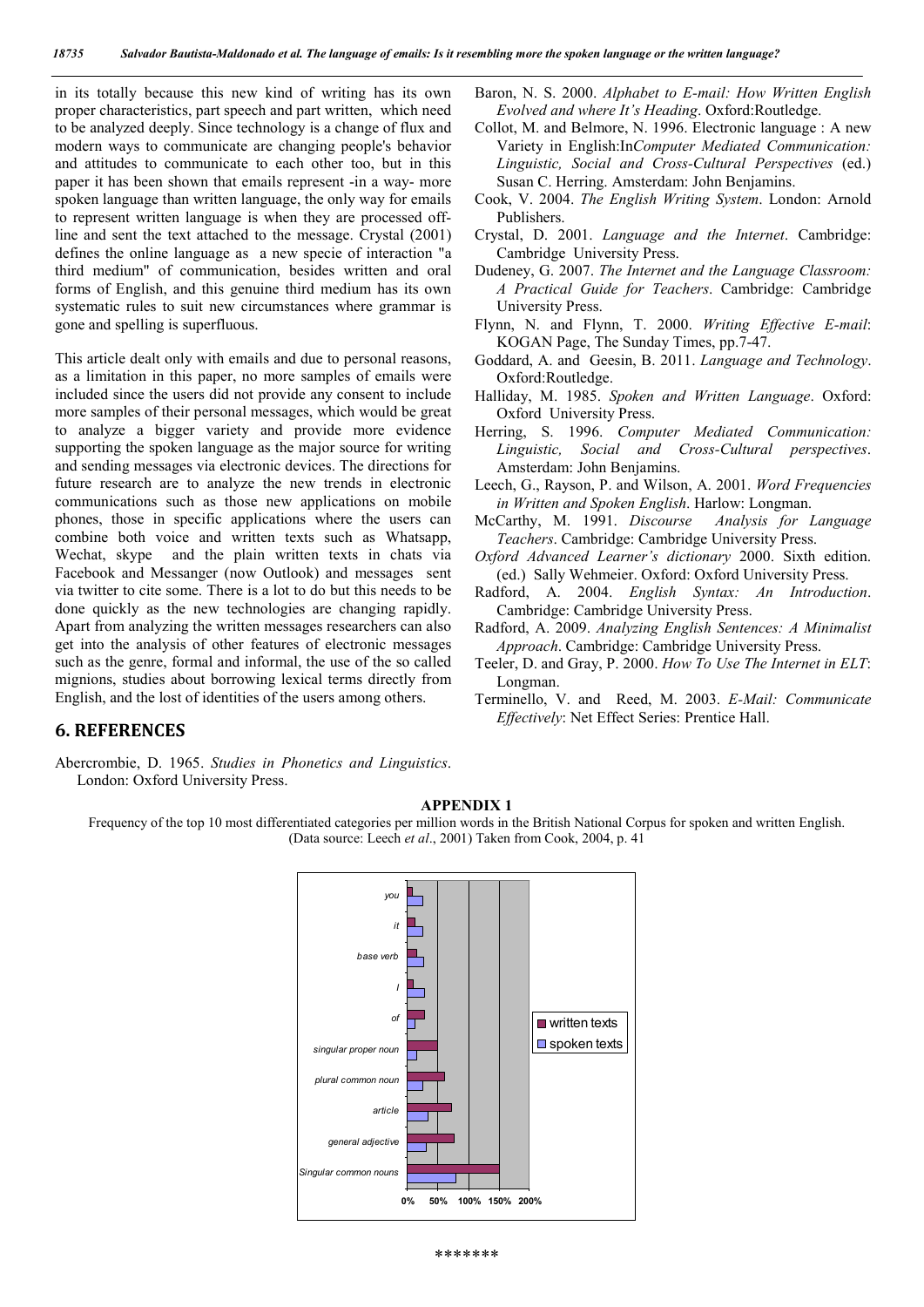in its totally because this new kind of writing has its own proper characteristics, part speech and part written, which need to be analyzed deeply. Since technology is a change of flux and modern ways to communicate are changing people's behavior and attitudes to communicate to each other too, but in this paper it has been shown that emails represent -in a way- more spoken language than written language, the only way for emails to represent written language is when they are processed off-line and sent the text attached to the message. Crystal (2001) defines the online language as a new specie of interaction "a third medium" of communication, besides written and oral forms of English, and this genuine third medium has its own systematic rules to suit new circumstances where grammar is gone and spelling is superfluous.

This article dealt only with emails and due to personal reasons, as a limitation in this paper, no more samples of emails were included since the users did not provide any consent to include more samples of their personal messages, which would be great to analyze a bigger variety and provide more evidence supporting the spoken language as the major source for writing and sending messages via electronic devices. The directions for future research are to analyze the new trends in electronic communications such as those new applications on mobile phones, those in specific applications where the users can combine both voice and written texts such as Whatsapp, Wechat, skype and the plain written texts in chats via Facebook and Messanger (now Outlook) and messages sent via twitter to cite some. There is a lot to do but this needs to be done quickly as the new technologies are changing rapidly. Apart from analyzing the written messages researchers can also get into the analysis of other features of electronic messages such as the genre, formal and informal, the use of the so called mignions, studies about borrowing lexical terms directly from English, and the lost of identities of the users among others.

## 6. REFERENCES

Abercrombie, D. 1965. *Studies in Phonetics and Linguistics*. London: Oxford University Press.

Baron, N. S. 2000. *Alphabet to E-mail: How Written English Evolved and where It's Heading*. Oxford:Routledge.

Collot, M. and Belmore, N. 1996. Electronic language : A new Variety in English:In*Computer Mediated Communication: Linguistic, Social and Cross-Cultural Perspectives* (ed.) Susan C. Herring. Amsterdam: John Benjamins.

Cook, V. 2004. *The English Writing System*. London: Arnold Publishers.

Crystal, D. 2001. *Language and the Internet*. Cambridge: Cambridge University Press.

Dudeney, G. 2007. *The Internet and the Language Classroom: A Practical Guide for Teachers*. Cambridge: Cambridge University Press.

Flynn, N. and Flynn, T. 2000. *Writing Effective E-mail*: KOGAN Page, The Sunday Times, pp.7-47.

Goddard, A. and Geesin, B. 2011. *Language and Technology*. Oxford:Routledge.

Halliday, M. 1985. *Spoken and Written Language*. Oxford: Oxford University Press.

Herring, S. 1996. *Computer Mediated Communication: Linguistic, Social and Cross-Cultural perspectives*. Amsterdam: John Benjamins.

Leech, G., Rayson, P. and Wilson, A. 2001. *Word Frequencies in Written and Spoken English*. Harlow: Longman.

McCarthy, M. 1991. *Discourse Analysis for Language Teachers*. Cambridge: Cambridge University Press.

*Oxford Advanced Learner's dictionary* 2000. Sixth edition. (ed.) Sally Wehmeier. Oxford: Oxford University Press.

Radford, A. 2004. *English Syntax: An Introduction*. Cambridge: Cambridge University Press.

Radford, A. 2009. *Analyzing English Sentences: A Minimalist Approach*. Cambridge: Cambridge University Press.

Teeler, D. and Gray, P. 2000. *How To Use The Internet in ELT*: Longman.

Terminello, V. and Reed, M. 2003. *E-Mail: Communicate Effectively*: Net Effect Series: Prentice Hall.

**APPENDIX 1**

Frequency of the top 10 most differentiated categories per million words in the British National Corpus for spoken and written English. (Data source: Leech *et al*., 2001) Taken from Cook, 2004, p. 41

you
it
base verb
I
of
singular proper noun
plural common noun
article
general adjective
Singular common nouns

0% 50% 100% 150% 200%

written texts
spoken texts

*******